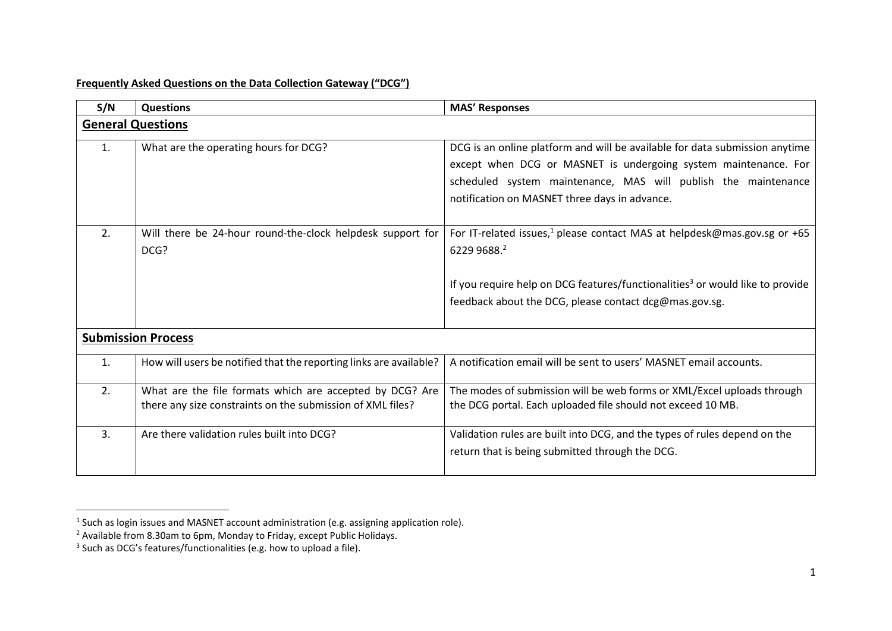**Frequently Asked Questions on the Data Collection Gateway ("DCG")**

| S/N | Questions | MAS' Responses |
| --- | --- | --- |
| **General Questions** | | |
| 1. | What are the operating hours for DCG? | DCG is an online platform and will be available for data submission anytime except when DCG or MASNET is undergoing system maintenance. For scheduled system maintenance, MAS will publish the maintenance notification on MASNET three days in advance. |
| 2. | Will there be 24-hour round-the-clock helpdesk support for DCG? | For IT-related issues,[1] please contact MAS at helpdesk@mas.gov.sg or +65 6229 9688.[2]<br><br>If you require help on DCG features/functionalities[3] or would like to provide feedback about the DCG, please contact dcg@mas.gov.sg. |
| **Submission Process** | | |
| 1. | How will users be notified that the reporting links are available? | A notification email will be sent to users' MASNET email accounts. |
| 2. | What are the file formats which are accepted by DCG? Are there any size constraints on the submission of XML files? | The modes of submission will be web forms or XML/Excel uploads through the DCG portal. Each uploaded file should not exceed 10 MB. |
| 3. | Are there validation rules built into DCG? | Validation rules are built into DCG, and the types of rules depend on the return that is being submitted through the DCG. |

[1] Such as login issues and MASNET account administration (e.g. assigning application role).

[2] Available from 8.30am to 6pm, Monday to Friday, except Public Holidays.

[3] Such as DCG's features/functionalities (e.g. how to upload a file).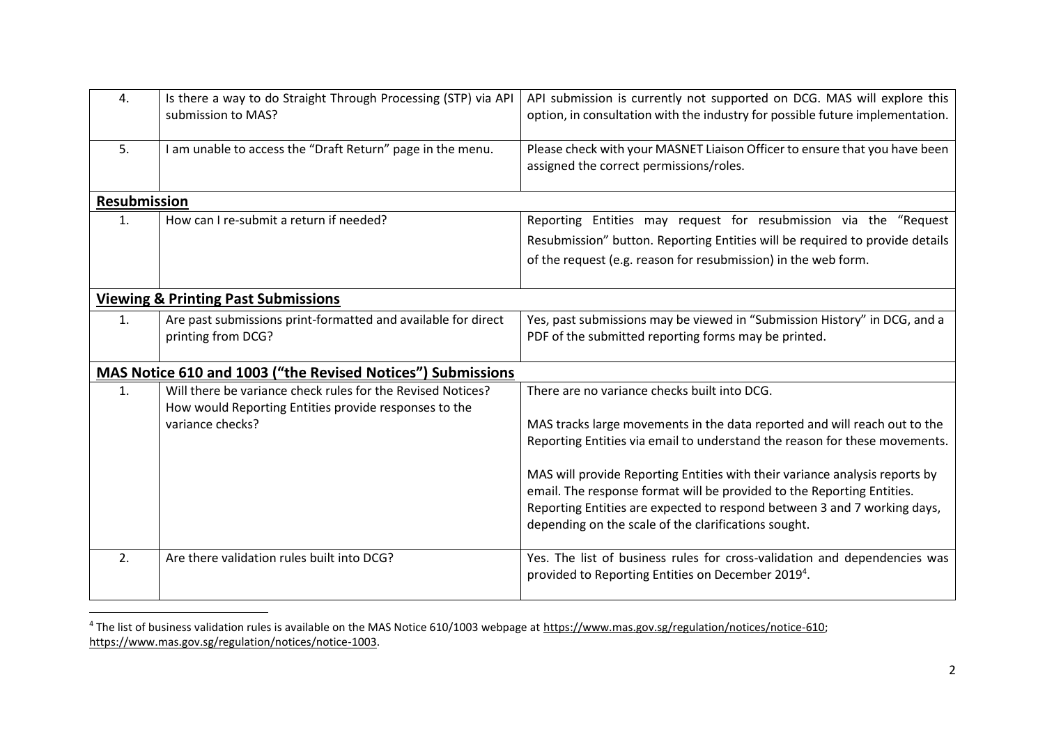| | | |
|---|---|---|
| 4. | Is there a way to do Straight Through Processing (STP) via API submission to MAS? | API submission is currently not supported on DCG. MAS will explore this option, in consultation with the industry for possible future implementation. |
| 5. | I am unable to access the "Draft Return" page in the menu. | Please check with your MASNET Liaison Officer to ensure that you have been assigned the correct permissions/roles. |
| **Resubmission** | | |
| 1. | How can I re-submit a return if needed? | Reporting Entities may request for resubmission via the "Request Resubmission" button. Reporting Entities will be required to provide details of the request (e.g. reason for resubmission) in the web form. |
| **Viewing & Printing Past Submissions** | | |
| 1. | Are past submissions print-formatted and available for direct printing from DCG? | Yes, past submissions may be viewed in "Submission History" in DCG, and a PDF of the submitted reporting forms may be printed. |
| **MAS Notice 610 and 1003 ("the Revised Notices") Submissions** | | |
| 1. | Will there be variance check rules for the Revised Notices? How would Reporting Entities provide responses to the variance checks? | There are no variance checks built into DCG.<br><br>MAS tracks large movements in the data reported and will reach out to the Reporting Entities via email to understand the reason for these movements.<br><br>MAS will provide Reporting Entities with their variance analysis reports by email. The response format will be provided to the Reporting Entities. Reporting Entities are expected to respond between 3 and 7 working days, depending on the scale of the clarifications sought. |
| 2. | Are there validation rules built into DCG? | Yes. The list of business rules for cross-validation and dependencies was provided to Reporting Entities on December 2019[4]. |

[4] The list of business validation rules is available on the MAS Notice 610/1003 webpage at https://www.mas.gov.sg/regulation/notices/notice-610; https://www.mas.gov.sg/regulation/notices/notice-1003.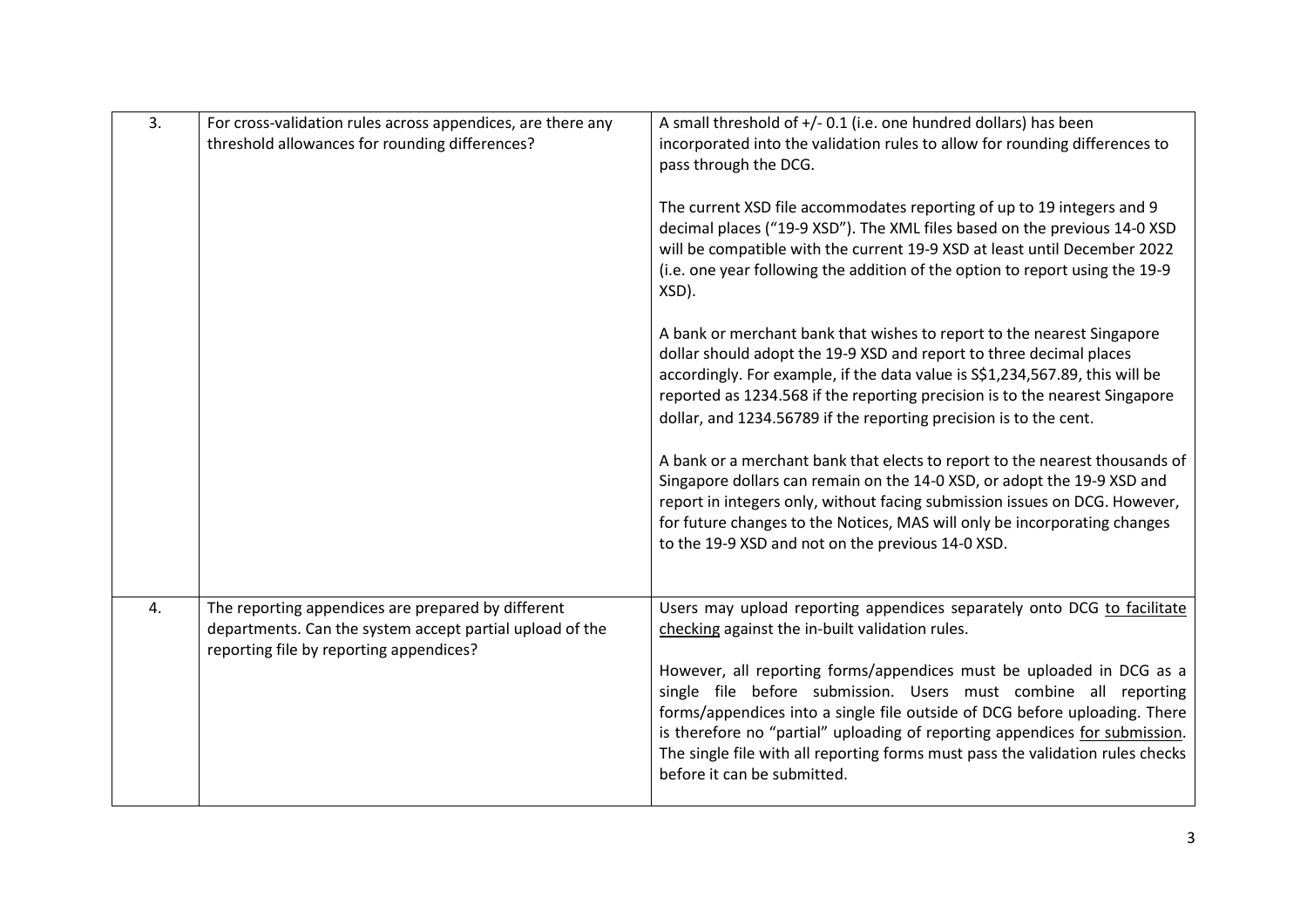| | | |
|---|---|---|
| 3. | For cross-validation rules across appendices, are there any threshold allowances for rounding differences? | A small threshold of +/- 0.1 (i.e. one hundred dollars) has been incorporated into the validation rules to allow for rounding differences to pass through the DCG.<br><br>The current XSD file accommodates reporting of up to 19 integers and 9 decimal places ("19-9 XSD"). The XML files based on the previous 14-0 XSD will be compatible with the current 19-9 XSD at least until December 2022 (i.e. one year following the addition of the option to report using the 19-9 XSD).<br><br>A bank or merchant bank that wishes to report to the nearest Singapore dollar should adopt the 19-9 XSD and report to three decimal places accordingly. For example, if the data value is S$1,234,567.89, this will be reported as 1234.568 if the reporting precision is to the nearest Singapore dollar, and 1234.56789 if the reporting precision is to the cent.<br><br>A bank or a merchant bank that elects to report to the nearest thousands of Singapore dollars can remain on the 14-0 XSD, or adopt the 19-9 XSD and report in integers only, without facing submission issues on DCG. However, for future changes to the Notices, MAS will only be incorporating changes to the 19-9 XSD and not on the previous 14-0 XSD. |
| 4. | The reporting appendices are prepared by different departments. Can the system accept partial upload of the reporting file by reporting appendices? | Users may upload reporting appendices separately onto DCG <u>to facilitate checking</u> against the in-built validation rules.<br><br>However, all reporting forms/appendices must be uploaded in DCG as a single file before submission. Users must combine all reporting forms/appendices into a single file outside of DCG before uploading. There is therefore no "partial" uploading of reporting appendices <u>for submission</u>. The single file with all reporting forms must pass the validation rules checks before it can be submitted. |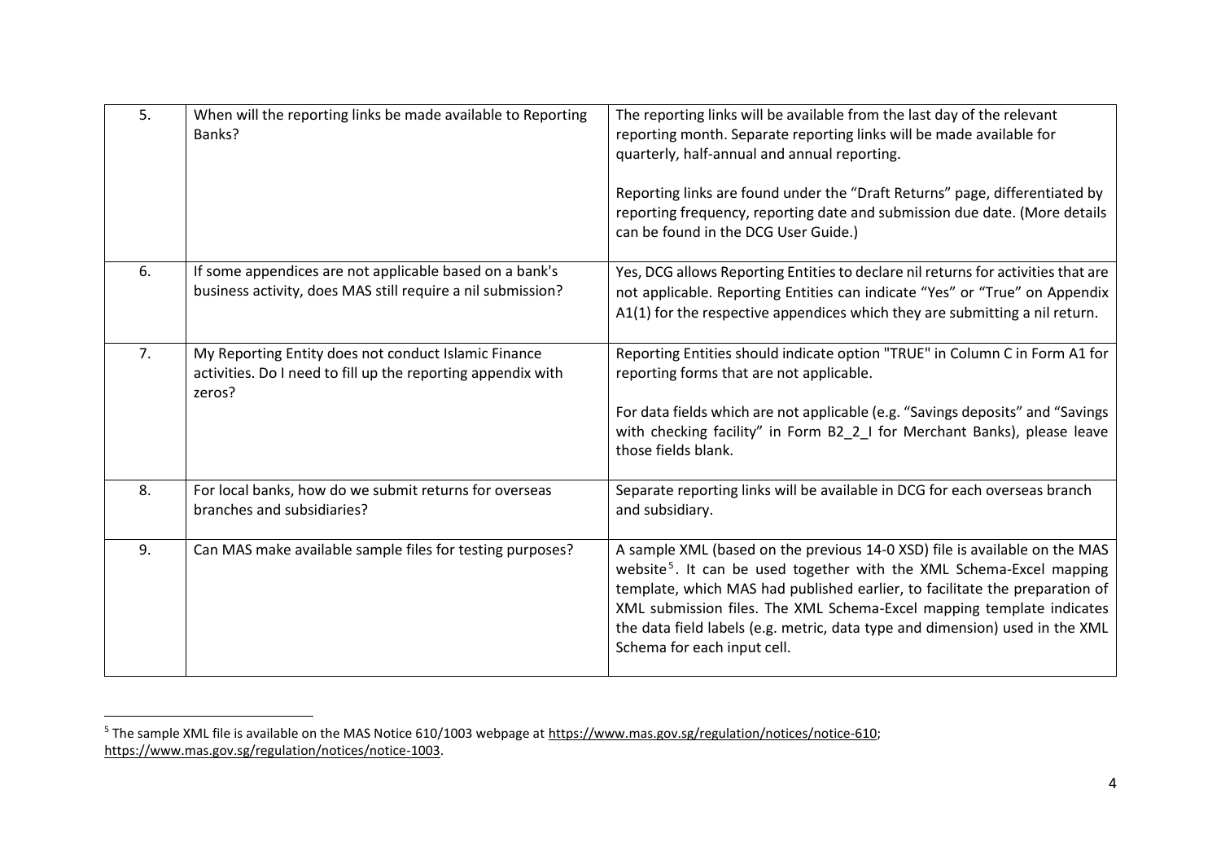| | | |
|---|---|---|
| 5. | When will the reporting links be made available to Reporting Banks? | The reporting links will be available from the last day of the relevant reporting month. Separate reporting links will be made available for quarterly, half-annual and annual reporting.<br><br>Reporting links are found under the "Draft Returns" page, differentiated by reporting frequency, reporting date and submission due date. (More details can be found in the DCG User Guide.) |
| 6. | If some appendices are not applicable based on a bank's business activity, does MAS still require a nil submission? | Yes, DCG allows Reporting Entities to declare nil returns for activities that are not applicable. Reporting Entities can indicate "Yes" or "True" on Appendix A1(1) for the respective appendices which they are submitting a nil return. |
| 7. | My Reporting Entity does not conduct Islamic Finance activities. Do I need to fill up the reporting appendix with zeros? | Reporting Entities should indicate option "TRUE" in Column C in Form A1 for reporting forms that are not applicable.<br><br>For data fields which are not applicable (e.g. "Savings deposits" and "Savings with checking facility" in Form B2_2_I for Merchant Banks), please leave those fields blank. |
| 8. | For local banks, how do we submit returns for overseas branches and subsidiaries? | Separate reporting links will be available in DCG for each overseas branch and subsidiary. |
| 9. | Can MAS make available sample files for testing purposes? | A sample XML (based on the previous 14-0 XSD) file is available on the MAS website[5]. It can be used together with the XML Schema-Excel mapping template, which MAS had published earlier, to facilitate the preparation of XML submission files. The XML Schema-Excel mapping template indicates the data field labels (e.g. metric, data type and dimension) used in the XML Schema for each input cell. |

[5] The sample XML file is available on the MAS Notice 610/1003 webpage at https://www.mas.gov.sg/regulation/notices/notice-610; https://www.mas.gov.sg/regulation/notices/notice-1003.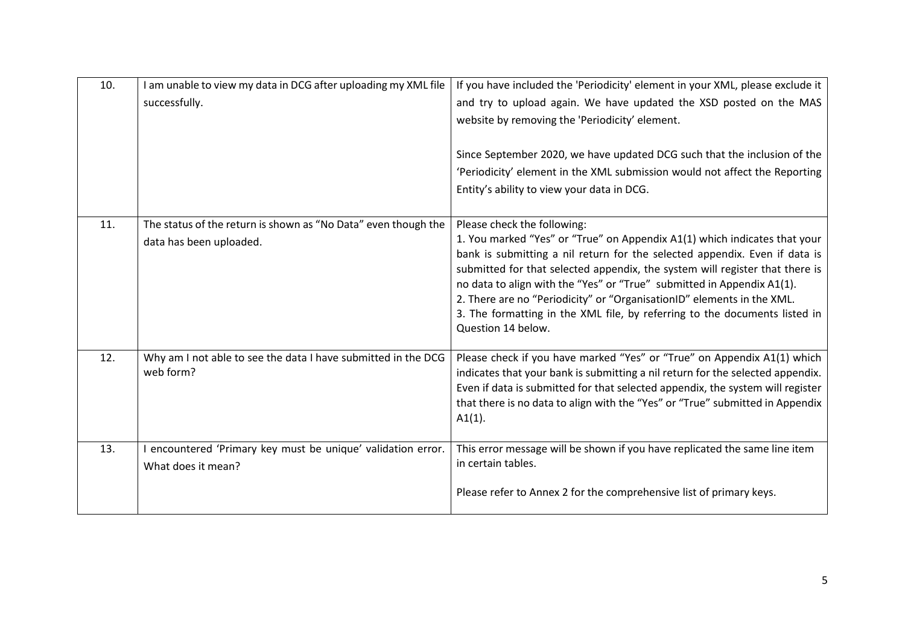| | | |
|---|---|---|
| 10. | I am unable to view my data in DCG after uploading my XML file successfully. | If you have included the 'Periodicity' element in your XML, please exclude it and try to upload again. We have updated the XSD posted on the MAS website by removing the 'Periodicity' element.<br><br>Since September 2020, we have updated DCG such that the inclusion of the 'Periodicity' element in the XML submission would not affect the Reporting Entity's ability to view your data in DCG. |
| 11. | The status of the return is shown as "No Data" even though the data has been uploaded. | Please check the following:<br>1. You marked "Yes" or "True" on Appendix A1(1) which indicates that your bank is submitting a nil return for the selected appendix. Even if data is submitted for that selected appendix, the system will register that there is no data to align with the "Yes" or "True" submitted in Appendix A1(1).<br>2. There are no "Periodicity" or "OrganisationID" elements in the XML.<br>3. The formatting in the XML file, by referring to the documents listed in Question 14 below. |
| 12. | Why am I not able to see the data I have submitted in the DCG web form? | Please check if you have marked "Yes" or "True" on Appendix A1(1) which indicates that your bank is submitting a nil return for the selected appendix. Even if data is submitted for that selected appendix, the system will register that there is no data to align with the "Yes" or "True" submitted in Appendix A1(1). |
| 13. | I encountered 'Primary key must be unique' validation error. What does it mean? | This error message will be shown if you have replicated the same line item in certain tables.<br><br>Please refer to Annex 2 for the comprehensive list of primary keys. |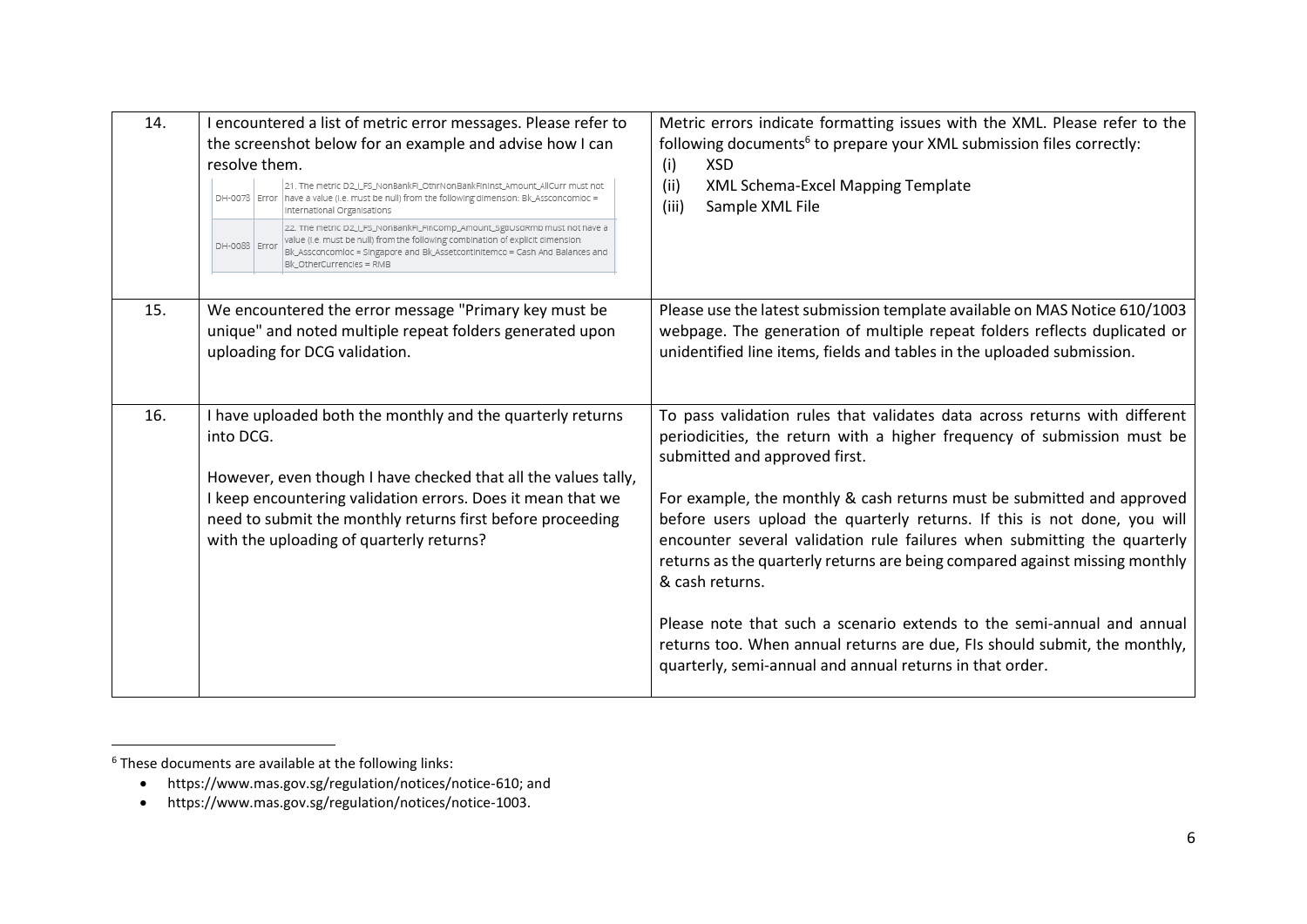| 14. | I encountered a list of metric error messages. Please refer to the screenshot below for an example and advise how I can resolve them.<br><br>DH-0078 Error 21. The metric D2_I_FS_NonBankFI_OthrNonBankFinInst_Amount_AllCurr must not have a value (i.e. must be null) from the following dimension: Bk_Assconcomloc = International Organisations<br>DH-0088 Error 22. The metric D2_I_FS_NonBankFI_FinComp_Amount_SgdUsdRmb must not have a value (i.e. must be null) from the following combination of explicit dimension Bk_Assconcomloc = Singapore and Bk_Assetcontinitemco = Cash And Balances and Bk_OtherCurrencies = RMB | Metric errors indicate formatting issues with the XML. Please refer to the following documents[6] to prepare your XML submission files correctly:<br>(i) XSD<br>(ii) XML Schema-Excel Mapping Template<br>(iii) Sample XML File |
|---|---|---|
| 15. | We encountered the error message "Primary key must be unique" and noted multiple repeat folders generated upon uploading for DCG validation. | Please use the latest submission template available on MAS Notice 610/1003 webpage. The generation of multiple repeat folders reflects duplicated or unidentified line items, fields and tables in the uploaded submission. |
| 16. | I have uploaded both the monthly and the quarterly returns into DCG.<br><br>However, even though I have checked that all the values tally, I keep encountering validation errors. Does it mean that we need to submit the monthly returns first before proceeding with the uploading of quarterly returns? | To pass validation rules that validates data across returns with different periodicities, the return with a higher frequency of submission must be submitted and approved first.<br><br>For example, the monthly & cash returns must be submitted and approved before users upload the quarterly returns. If this is not done, you will encounter several validation rule failures when submitting the quarterly returns as the quarterly returns are being compared against missing monthly & cash returns.<br><br>Please note that such a scenario extends to the semi-annual and annual returns too. When annual returns are due, FIs should submit, the monthly, quarterly, semi-annual and annual returns in that order. |

[6] These documents are available at the following links:

- https://www.mas.gov.sg/regulation/notices/notice-610; and
- https://www.mas.gov.sg/regulation/notices/notice-1003.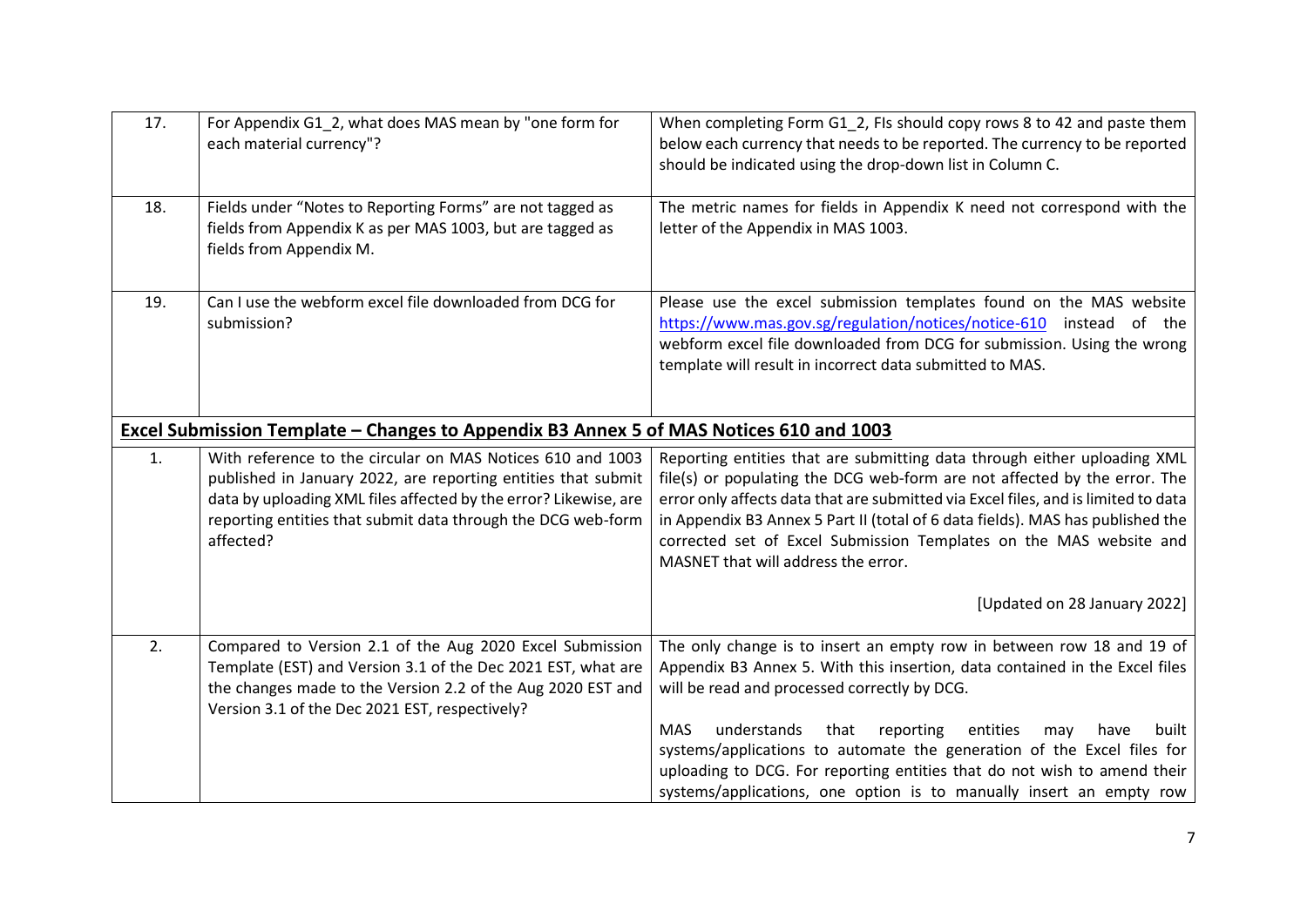| | | |
|---|---|---|
| 17. | For Appendix G1_2, what does MAS mean by "one form for each material currency"? | When completing Form G1_2, FIs should copy rows 8 to 42 and paste them below each currency that needs to be reported. The currency to be reported should be indicated using the drop-down list in Column C. |
| 18. | Fields under "Notes to Reporting Forms" are not tagged as fields from Appendix K as per MAS 1003, but are tagged as fields from Appendix M. | The metric names for fields in Appendix K need not correspond with the letter of the Appendix in MAS 1003. |
| 19. | Can I use the webform excel file downloaded from DCG for submission? | Please use the excel submission templates found on the MAS website https://www.mas.gov.sg/regulation/notices/notice-610 instead of the webform excel file downloaded from DCG for submission. Using the wrong template will result in incorrect data submitted to MAS. |
| **Excel Submission Template – Changes to Appendix B3 Annex 5 of MAS Notices 610 and 1003** | | |
| 1. | With reference to the circular on MAS Notices 610 and 1003 published in January 2022, are reporting entities that submit data by uploading XML files affected by the error? Likewise, are reporting entities that submit data through the DCG web-form affected? | Reporting entities that are submitting data through either uploading XML file(s) or populating the DCG web-form are not affected by the error. The error only affects data that are submitted via Excel files, and is limited to data in Appendix B3 Annex 5 Part II (total of 6 data fields). MAS has published the corrected set of Excel Submission Templates on the MAS website and MASNET that will address the error.<br><br>[Updated on 28 January 2022] |
| 2. | Compared to Version 2.1 of the Aug 2020 Excel Submission Template (EST) and Version 3.1 of the Dec 2021 EST, what are the changes made to the Version 2.2 of the Aug 2020 EST and Version 3.1 of the Dec 2021 EST, respectively? | The only change is to insert an empty row in between row 18 and 19 of Appendix B3 Annex 5. With this insertion, data contained in the Excel files will be read and processed correctly by DCG.<br><br>MAS understands that reporting entities may have built systems/applications to automate the generation of the Excel files for uploading to DCG. For reporting entities that do not wish to amend their systems/applications, one option is to manually insert an empty row |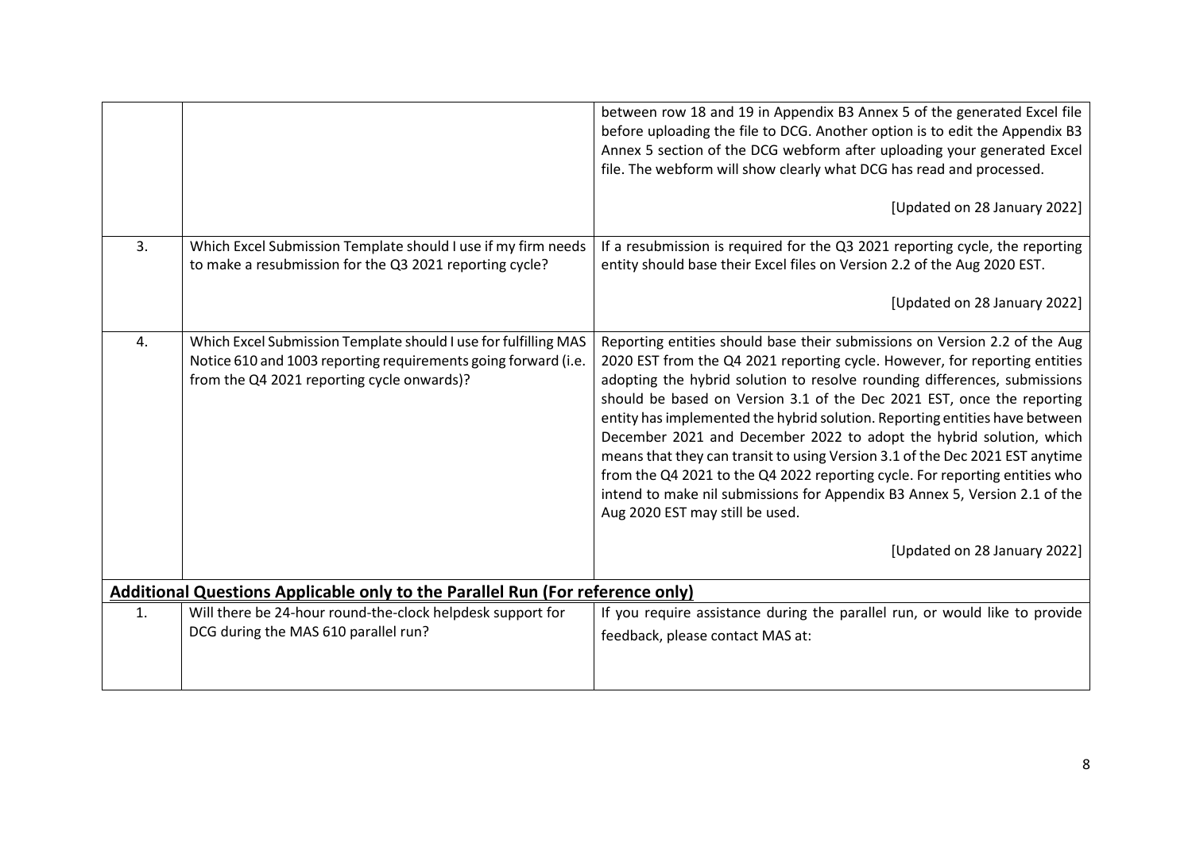| | | |
|---|---|---|
| | | between row 18 and 19 in Appendix B3 Annex 5 of the generated Excel file before uploading the file to DCG. Another option is to edit the Appendix B3 Annex 5 section of the DCG webform after uploading your generated Excel file. The webform will show clearly what DCG has read and processed.<br><br>[Updated on 28 January 2022] |
| 3. | Which Excel Submission Template should I use if my firm needs to make a resubmission for the Q3 2021 reporting cycle? | If a resubmission is required for the Q3 2021 reporting cycle, the reporting entity should base their Excel files on Version 2.2 of the Aug 2020 EST.<br><br>[Updated on 28 January 2022] |
| 4. | Which Excel Submission Template should I use for fulfilling MAS Notice 610 and 1003 reporting requirements going forward (i.e. from the Q4 2021 reporting cycle onwards)? | Reporting entities should base their submissions on Version 2.2 of the Aug 2020 EST from the Q4 2021 reporting cycle. However, for reporting entities adopting the hybrid solution to resolve rounding differences, submissions should be based on Version 3.1 of the Dec 2021 EST, once the reporting entity has implemented the hybrid solution. Reporting entities have between December 2021 and December 2022 to adopt the hybrid solution, which means that they can transit to using Version 3.1 of the Dec 2021 EST anytime from the Q4 2021 to the Q4 2022 reporting cycle. For reporting entities who intend to make nil submissions for Appendix B3 Annex 5, Version 2.1 of the Aug 2020 EST may still be used.<br><br>[Updated on 28 January 2022] |
| **Additional Questions Applicable only to the Parallel Run (For reference only)** | | |
| 1. | Will there be 24-hour round-the-clock helpdesk support for DCG during the MAS 610 parallel run? | If you require assistance during the parallel run, or would like to provide feedback, please contact MAS at: |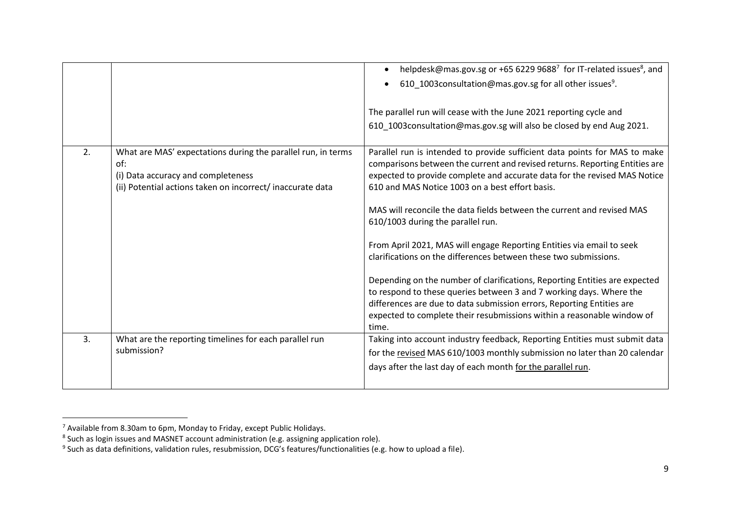| | | |
|---|---|---|
| | | • helpdesk@mas.gov.sg or +65 6229 9688[7] for IT-related issues[8], and<br>• 610_1003consultation@mas.gov.sg for all other issues[9].<br><br>The parallel run will cease with the June 2021 reporting cycle and 610_1003consultation@mas.gov.sg will also be closed by end Aug 2021. |
| 2. | What are MAS' expectations during the parallel run, in terms of:<br>(i) Data accuracy and completeness<br>(ii) Potential actions taken on incorrect/ inaccurate data | Parallel run is intended to provide sufficient data points for MAS to make comparisons between the current and revised returns. Reporting Entities are expected to provide complete and accurate data for the revised MAS Notice 610 and MAS Notice 1003 on a best effort basis.<br><br>MAS will reconcile the data fields between the current and revised MAS 610/1003 during the parallel run.<br><br>From April 2021, MAS will engage Reporting Entities via email to seek clarifications on the differences between these two submissions.<br><br>Depending on the number of clarifications, Reporting Entities are expected to respond to these queries between 3 and 7 working days. Where the differences are due to data submission errors, Reporting Entities are expected to complete their resubmissions within a reasonable window of time. |
| 3. | What are the reporting timelines for each parallel run submission? | Taking into account industry feedback, Reporting Entities must submit data for the <u>revised</u> MAS 610/1003 monthly submission no later than 20 calendar days after the last day of each month <u>for the parallel run</u>. |

[7] Available from 8.30am to 6pm, Monday to Friday, except Public Holidays.

[8] Such as login issues and MASNET account administration (e.g. assigning application role).

[9] Such as data definitions, validation rules, resubmission, DCG's features/functionalities (e.g. how to upload a file).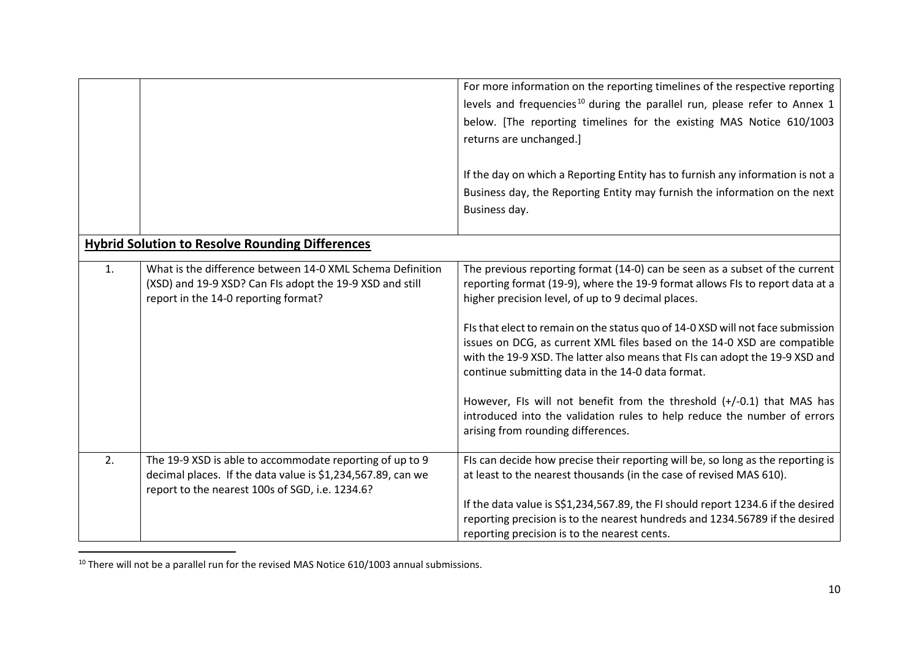| | | |
|---|---|---|
| | | For more information on the reporting timelines of the respective reporting levels and frequencies[10] during the parallel run, please refer to Annex 1 below. [The reporting timelines for the existing MAS Notice 610/1003 returns are unchanged.]<br><br>If the day on which a Reporting Entity has to furnish any information is not a Business day, the Reporting Entity may furnish the information on the next Business day. |
| **Hybrid Solution to Resolve Rounding Differences** | | |
| 1. | What is the difference between 14-0 XML Schema Definition (XSD) and 19-9 XSD? Can FIs adopt the 19-9 XSD and still report in the 14-0 reporting format? | The previous reporting format (14-0) can be seen as a subset of the current reporting format (19-9), where the 19-9 format allows FIs to report data at a higher precision level, of up to 9 decimal places.<br><br>FIs that elect to remain on the status quo of 14-0 XSD will not face submission issues on DCG, as current XML files based on the 14-0 XSD are compatible with the 19-9 XSD. The latter also means that FIs can adopt the 19-9 XSD and continue submitting data in the 14-0 data format.<br><br>However, FIs will not benefit from the threshold (+/-0.1) that MAS has introduced into the validation rules to help reduce the number of errors arising from rounding differences. |
| 2. | The 19-9 XSD is able to accommodate reporting of up to 9 decimal places. If the data value is $1,234,567.89, can we report to the nearest 100s of SGD, i.e. 1234.6? | FIs can decide how precise their reporting will be, so long as the reporting is at least to the nearest thousands (in the case of revised MAS 610).<br><br>If the data value is S$1,234,567.89, the FI should report 1234.6 if the desired reporting precision is to the nearest hundreds and 1234.56789 if the desired reporting precision is to the nearest cents. |

[10] There will not be a parallel run for the revised MAS Notice 610/1003 annual submissions.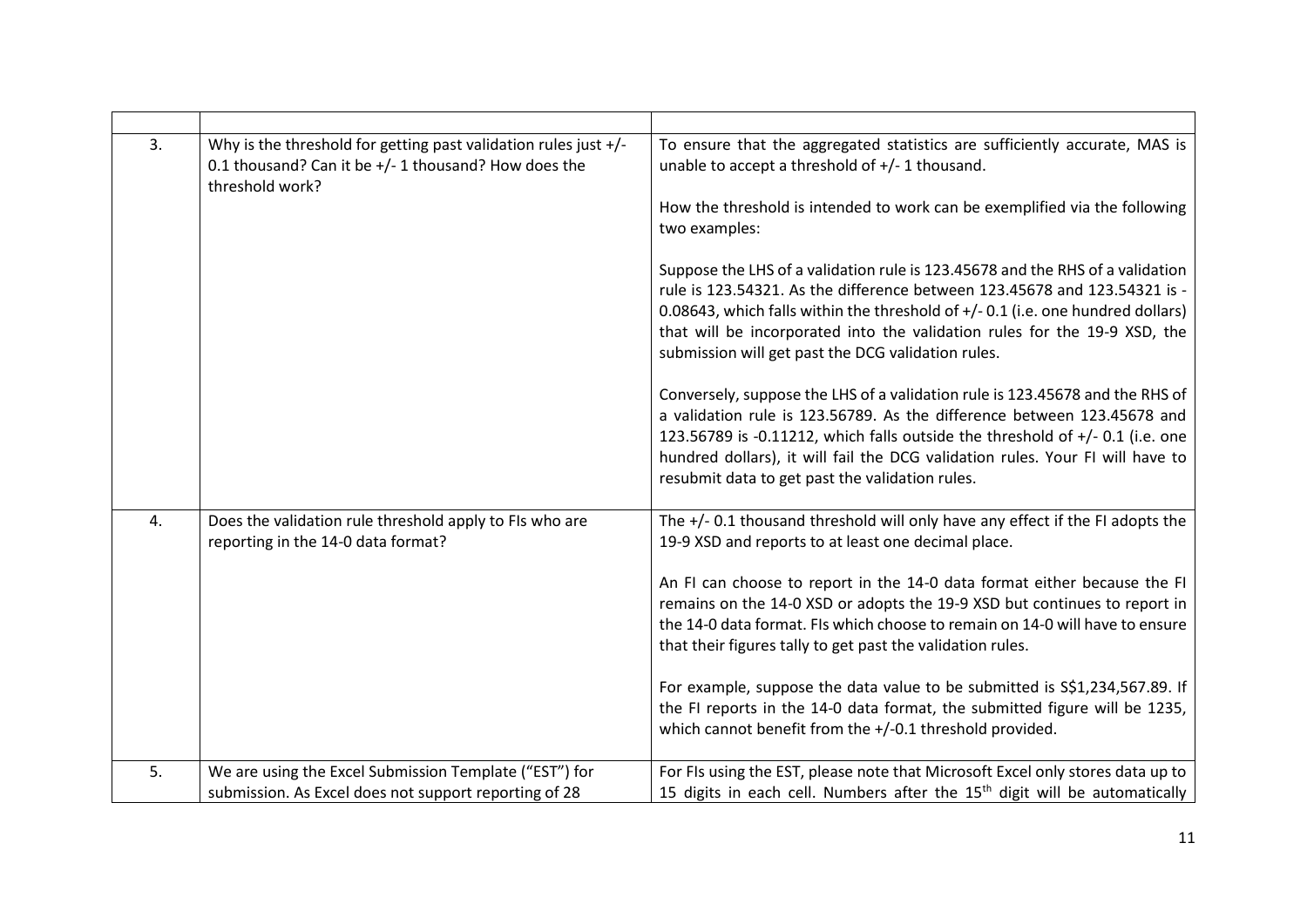| | | |
|---|---|---|
| 3. | Why is the threshold for getting past validation rules just +/- 0.1 thousand? Can it be +/- 1 thousand? How does the threshold work? | To ensure that the aggregated statistics are sufficiently accurate, MAS is unable to accept a threshold of +/- 1 thousand.<br><br>How the threshold is intended to work can be exemplified via the following two examples:<br><br>Suppose the LHS of a validation rule is 123.45678 and the RHS of a validation rule is 123.54321. As the difference between 123.45678 and 123.54321 is -0.08643, which falls within the threshold of +/- 0.1 (i.e. one hundred dollars) that will be incorporated into the validation rules for the 19-9 XSD, the submission will get past the DCG validation rules.<br><br>Conversely, suppose the LHS of a validation rule is 123.45678 and the RHS of a validation rule is 123.56789. As the difference between 123.45678 and 123.56789 is -0.11212, which falls outside the threshold of +/- 0.1 (i.e. one hundred dollars), it will fail the DCG validation rules. Your FI will have to resubmit data to get past the validation rules. |
| 4. | Does the validation rule threshold apply to FIs who are reporting in the 14-0 data format? | The +/- 0.1 thousand threshold will only have any effect if the FI adopts the 19-9 XSD and reports to at least one decimal place.<br><br>An FI can choose to report in the 14-0 data format either because the FI remains on the 14-0 XSD or adopts the 19-9 XSD but continues to report in the 14-0 data format. FIs which choose to remain on 14-0 will have to ensure that their figures tally to get past the validation rules.<br><br>For example, suppose the data value to be submitted is S$1,234,567.89. If the FI reports in the 14-0 data format, the submitted figure will be 1235, which cannot benefit from the +/-0.1 threshold provided. |
| 5. | We are using the Excel Submission Template ("EST") for submission. As Excel does not support reporting of 28 | For FIs using the EST, please note that Microsoft Excel only stores data up to 15 digits in each cell. Numbers after the 15th digit will be automatically |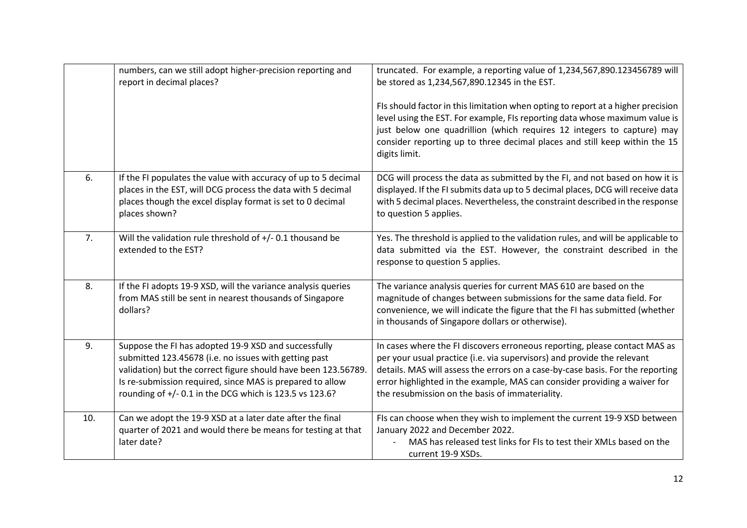| | | |
|---|---|---|
| | numbers, can we still adopt higher-precision reporting and report in decimal places? | truncated. For example, a reporting value of 1,234,567,890.123456789 will be stored as 1,234,567,890.12345 in the EST.<br><br>FIs should factor in this limitation when opting to report at a higher precision level using the EST. For example, FIs reporting data whose maximum value is just below one quadrillion (which requires 12 integers to capture) may consider reporting up to three decimal places and still keep within the 15 digits limit. |
| 6. | If the FI populates the value with accuracy of up to 5 decimal places in the EST, will DCG process the data with 5 decimal places though the excel display format is set to 0 decimal places shown? | DCG will process the data as submitted by the FI, and not based on how it is displayed. If the FI submits data up to 5 decimal places, DCG will receive data with 5 decimal places. Nevertheless, the constraint described in the response to question 5 applies. |
| 7. | Will the validation rule threshold of +/- 0.1 thousand be extended to the EST? | Yes. The threshold is applied to the validation rules, and will be applicable to data submitted via the EST. However, the constraint described in the response to question 5 applies. |
| 8. | If the FI adopts 19-9 XSD, will the variance analysis queries from MAS still be sent in nearest thousands of Singapore dollars? | The variance analysis queries for current MAS 610 are based on the magnitude of changes between submissions for the same data field. For convenience, we will indicate the figure that the FI has submitted (whether in thousands of Singapore dollars or otherwise). |
| 9. | Suppose the FI has adopted 19-9 XSD and successfully submitted 123.45678 (i.e. no issues with getting past validation) but the correct figure should have been 123.56789. Is re-submission required, since MAS is prepared to allow rounding of +/- 0.1 in the DCG which is 123.5 vs 123.6? | In cases where the FI discovers erroneous reporting, please contact MAS as per your usual practice (i.e. via supervisors) and provide the relevant details. MAS will assess the errors on a case-by-case basis. For the reporting error highlighted in the example, MAS can consider providing a waiver for the resubmission on the basis of immateriality. |
| 10. | Can we adopt the 19-9 XSD at a later date after the final quarter of 2021 and would there be means for testing at that later date? | FIs can choose when they wish to implement the current 19-9 XSD between January 2022 and December 2022.<br>- MAS has released test links for FIs to test their XMLs based on the current 19-9 XSDs. |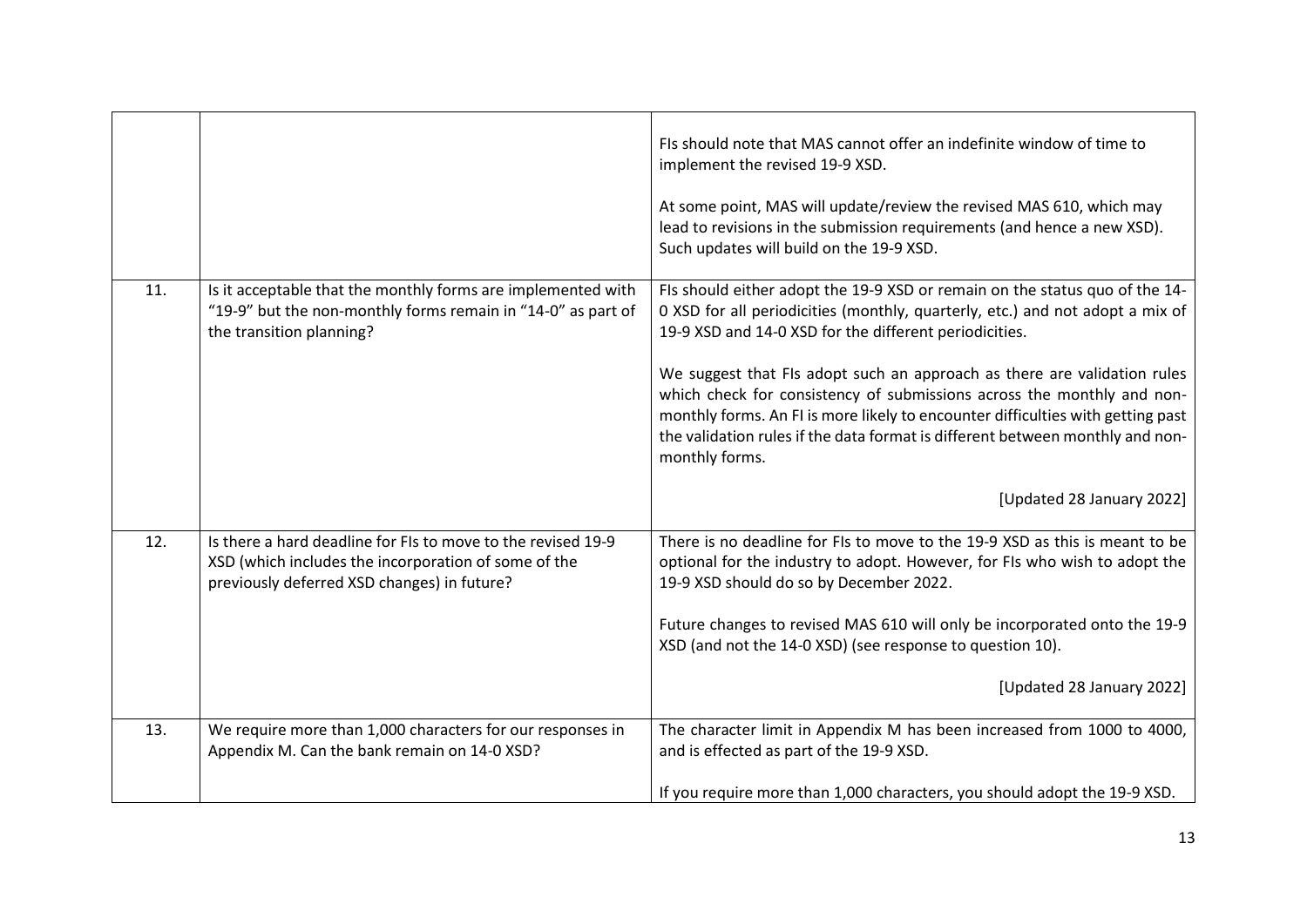| | | |
|---|---|---|
| | | FIs should note that MAS cannot offer an indefinite window of time to implement the revised 19-9 XSD.<br><br>At some point, MAS will update/review the revised MAS 610, which may lead to revisions in the submission requirements (and hence a new XSD). Such updates will build on the 19-9 XSD. |
| 11. | Is it acceptable that the monthly forms are implemented with "19-9" but the non-monthly forms remain in "14-0" as part of the transition planning? | FIs should either adopt the 19-9 XSD or remain on the status quo of the 14-0 XSD for all periodicities (monthly, quarterly, etc.) and not adopt a mix of 19-9 XSD and 14-0 XSD for the different periodicities.<br><br>We suggest that FIs adopt such an approach as there are validation rules which check for consistency of submissions across the monthly and non-monthly forms. An FI is more likely to encounter difficulties with getting past the validation rules if the data format is different between monthly and non-monthly forms.<br><br>[Updated 28 January 2022] |
| 12. | Is there a hard deadline for FIs to move to the revised 19-9 XSD (which includes the incorporation of some of the previously deferred XSD changes) in future? | There is no deadline for FIs to move to the 19-9 XSD as this is meant to be optional for the industry to adopt. However, for FIs who wish to adopt the 19-9 XSD should do so by December 2022.<br><br>Future changes to revised MAS 610 will only be incorporated onto the 19-9 XSD (and not the 14-0 XSD) (see response to question 10).<br><br>[Updated 28 January 2022] |
| 13. | We require more than 1,000 characters for our responses in Appendix M. Can the bank remain on 14-0 XSD? | The character limit in Appendix M has been increased from 1000 to 4000, and is effected as part of the 19-9 XSD.<br><br>If you require more than 1,000 characters, you should adopt the 19-9 XSD. |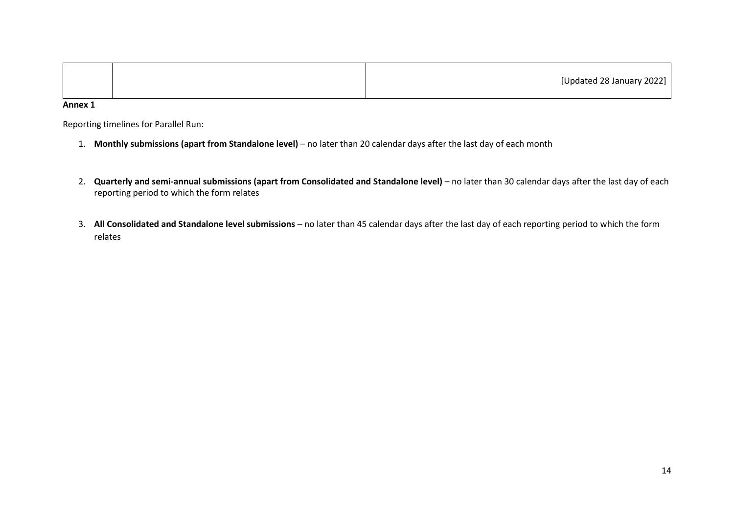| | | [Updated 28 January 2022] |
|---|---|---|

**Annex 1**

Reporting timelines for Parallel Run:

1. **Monthly submissions (apart from Standalone level)** – no later than 20 calendar days after the last day of each month

2. **Quarterly and semi-annual submissions (apart from Consolidated and Standalone level)** – no later than 30 calendar days after the last day of each reporting period to which the form relates

3. **All Consolidated and Standalone level submissions** – no later than 45 calendar days after the last day of each reporting period to which the form relates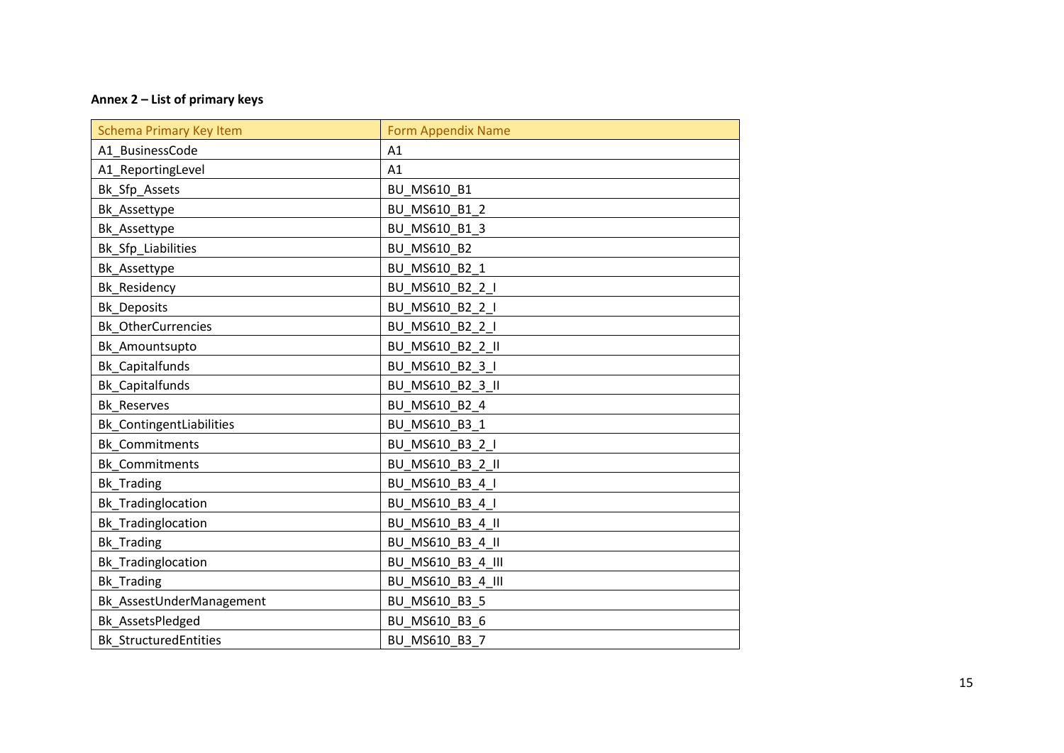**Annex 2 – List of primary keys**

| Schema Primary Key Item | Form Appendix Name |
|---|---|
| A1_BusinessCode | A1 |
| A1_ReportingLevel | A1 |
| Bk_Sfp_Assets | BU_MS610_B1 |
| Bk_Assettype | BU_MS610_B1_2 |
| Bk_Assettype | BU_MS610_B1_3 |
| Bk_Sfp_Liabilities | BU_MS610_B2 |
| Bk_Assettype | BU_MS610_B2_1 |
| Bk_Residency | BU_MS610_B2_2_I |
| Bk_Deposits | BU_MS610_B2_2_I |
| Bk_OtherCurrencies | BU_MS610_B2_2_I |
| Bk_Amountsupto | BU_MS610_B2_2_II |
| Bk_Capitalfunds | BU_MS610_B2_3_I |
| Bk_Capitalfunds | BU_MS610_B2_3_II |
| Bk_Reserves | BU_MS610_B2_4 |
| Bk_ContingentLiabilities | BU_MS610_B3_1 |
| Bk_Commitments | BU_MS610_B3_2_I |
| Bk_Commitments | BU_MS610_B3_2_II |
| Bk_Trading | BU_MS610_B3_4_I |
| Bk_Tradinglocation | BU_MS610_B3_4_I |
| Bk_Tradinglocation | BU_MS610_B3_4_II |
| Bk_Trading | BU_MS610_B3_4_II |
| Bk_Tradinglocation | BU_MS610_B3_4_III |
| Bk_Trading | BU_MS610_B3_4_III |
| Bk_AssestUnderManagement | BU_MS610_B3_5 |
| Bk_AssetsPledged | BU_MS610_B3_6 |
| Bk_StructuredEntities | BU_MS610_B3_7 |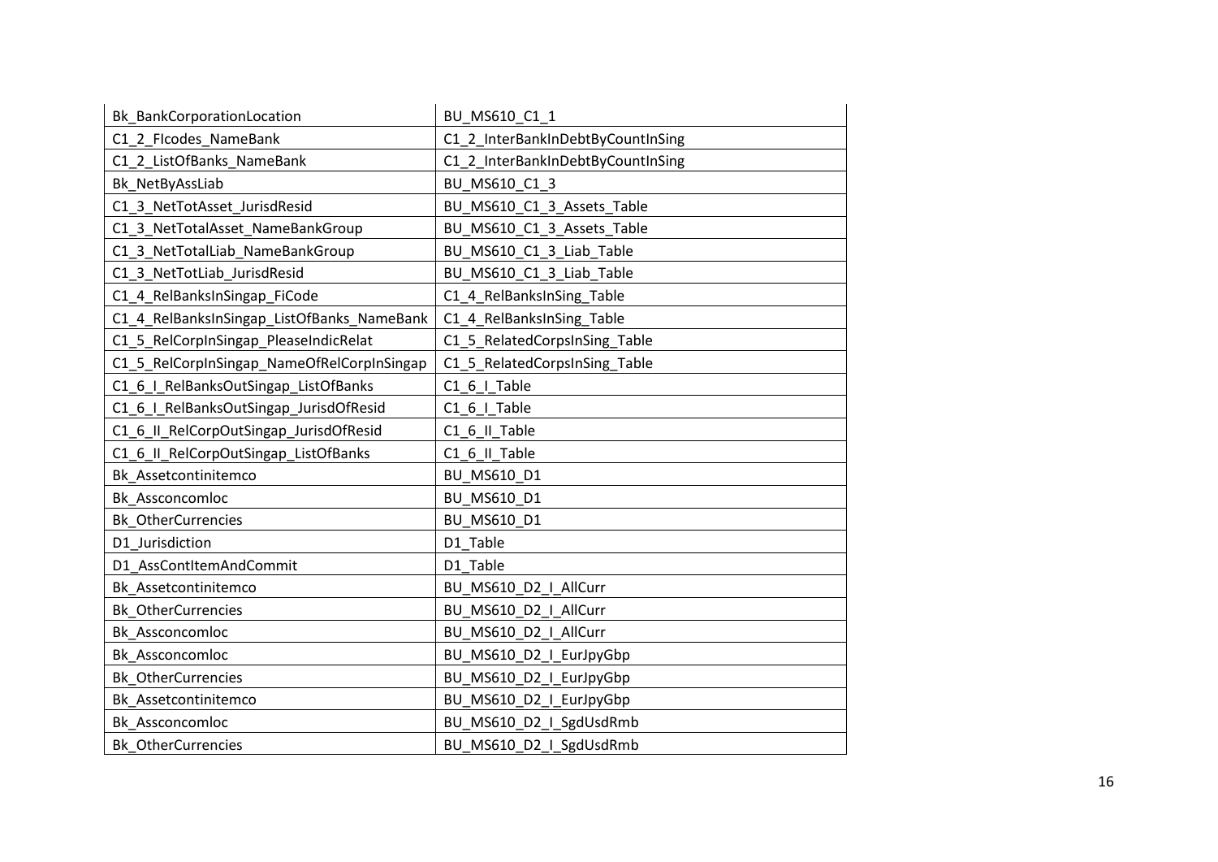| Bk_BankCorporationLocation | BU_MS610_C1_1 |
|---|---|
| C1_2_FIcodes_NameBank | C1_2_InterBankInDebtByCountInSing |
| C1_2_ListOfBanks_NameBank | C1_2_InterBankInDebtByCountInSing |
| Bk_NetByAssLiab | BU_MS610_C1_3 |
| C1_3_NetTotAsset_JurisdResid | BU_MS610_C1_3_Assets_Table |
| C1_3_NetTotalAsset_NameBankGroup | BU_MS610_C1_3_Assets_Table |
| C1_3_NetTotalLiab_NameBankGroup | BU_MS610_C1_3_Liab_Table |
| C1_3_NetTotLiab_JurisdResid | BU_MS610_C1_3_Liab_Table |
| C1_4_RelBanksInSingap_FiCode | C1_4_RelBanksInSing_Table |
| C1_4_RelBanksInSingap_ListOfBanks_NameBank | C1_4_RelBanksInSing_Table |
| C1_5_RelCorpInSingap_PleaseIndicRelat | C1_5_RelatedCorpsInSing_Table |
| C1_5_RelCorpInSingap_NameOfRelCorpInSingap | C1_5_RelatedCorpsInSing_Table |
| C1_6_I_RelBanksOutSingap_ListOfBanks | C1_6_I_Table |
| C1_6_I_RelBanksOutSingap_JurisdOfResid | C1_6_I_Table |
| C1_6_II_RelCorpOutSingap_JurisdOfResid | C1_6_II_Table |
| C1_6_II_RelCorpOutSingap_ListOfBanks | C1_6_II_Table |
| Bk_Assetcontinitemco | BU_MS610_D1 |
| Bk_Assconcomloc | BU_MS610_D1 |
| Bk_OtherCurrencies | BU_MS610_D1 |
| D1_Jurisdiction | D1_Table |
| D1_AssContItemAndCommit | D1_Table |
| Bk_Assetcontinitemco | BU_MS610_D2_I_AllCurr |
| Bk_OtherCurrencies | BU_MS610_D2_I_AllCurr |
| Bk_Assconcomloc | BU_MS610_D2_I_AllCurr |
| Bk_Assconcomloc | BU_MS610_D2_I_EurJpyGbp |
| Bk_OtherCurrencies | BU_MS610_D2_I_EurJpyGbp |
| Bk_Assetcontinitemco | BU_MS610_D2_I_EurJpyGbp |
| Bk_Assconcomloc | BU_MS610_D2_I_SgdUsdRmb |
| Bk_OtherCurrencies | BU_MS610_D2_I_SgdUsdRmb |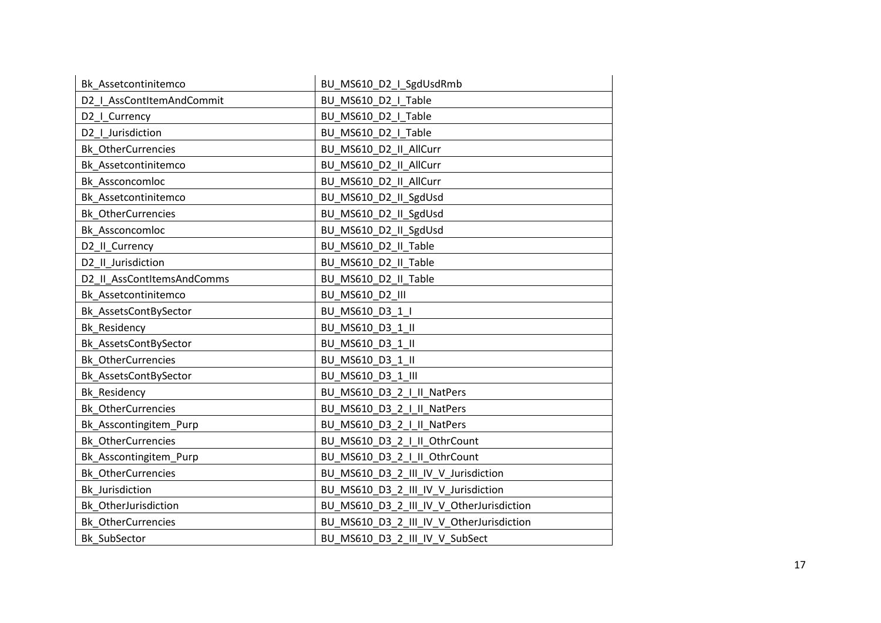| Bk_Assetcontinitemco | BU_MS610_D2_I_SgdUsdRmb |
|---|---|
| D2_I_AssContItemAndCommit | BU_MS610_D2_I_Table |
| D2_I_Currency | BU_MS610_D2_I_Table |
| D2_I_Jurisdiction | BU_MS610_D2_I_Table |
| Bk_OtherCurrencies | BU_MS610_D2_II_AllCurr |
| Bk_Assetcontinitemco | BU_MS610_D2_II_AllCurr |
| Bk_Assconcomloc | BU_MS610_D2_II_AllCurr |
| Bk_Assetcontinitemco | BU_MS610_D2_II_SgdUsd |
| Bk_OtherCurrencies | BU_MS610_D2_II_SgdUsd |
| Bk_Assconcomloc | BU_MS610_D2_II_SgdUsd |
| D2_II_Currency | BU_MS610_D2_II_Table |
| D2_II_Jurisdiction | BU_MS610_D2_II_Table |
| D2_II_AssContItemsAndComms | BU_MS610_D2_II_Table |
| Bk_Assetcontinitemco | BU_MS610_D2_III |
| Bk_AssetsContBySector | BU_MS610_D3_1_I |
| Bk_Residency | BU_MS610_D3_1_II |
| Bk_AssetsContBySector | BU_MS610_D3_1_II |
| Bk_OtherCurrencies | BU_MS610_D3_1_II |
| Bk_AssetsContBySector | BU_MS610_D3_1_III |
| Bk_Residency | BU_MS610_D3_2_I_II_NatPers |
| Bk_OtherCurrencies | BU_MS610_D3_2_I_II_NatPers |
| Bk_Asscontingitem_Purp | BU_MS610_D3_2_I_II_NatPers |
| Bk_OtherCurrencies | BU_MS610_D3_2_I_II_OthrCount |
| Bk_Asscontingitem_Purp | BU_MS610_D3_2_I_II_OthrCount |
| Bk_OtherCurrencies | BU_MS610_D3_2_III_IV_V_Jurisdiction |
| Bk_Jurisdiction | BU_MS610_D3_2_III_IV_V_Jurisdiction |
| Bk_OtherJurisdiction | BU_MS610_D3_2_III_IV_V_OtherJurisdiction |
| Bk_OtherCurrencies | BU_MS610_D3_2_III_IV_V_OtherJurisdiction |
| Bk_SubSector | BU_MS610_D3_2_III_IV_V_SubSect |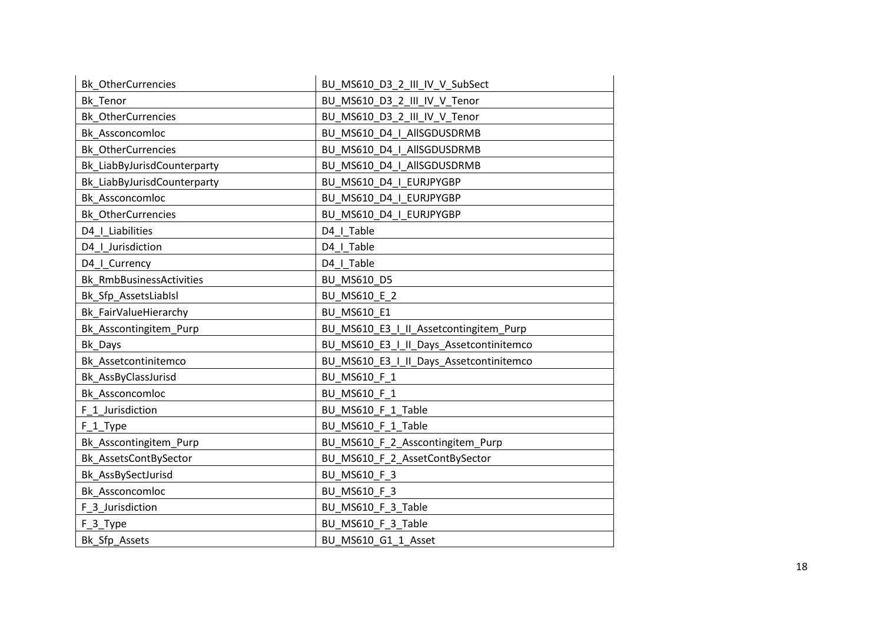| Bk_OtherCurrencies | BU_MS610_D3_2_III_IV_V_SubSect |
|---|---|
| Bk_Tenor | BU_MS610_D3_2_III_IV_V_Tenor |
| Bk_OtherCurrencies | BU_MS610_D3_2_III_IV_V_Tenor |
| Bk_Assconcomloc | BU_MS610_D4_I_AllSGDUSDRMB |
| Bk_OtherCurrencies | BU_MS610_D4_I_AllSGDUSDRMB |
| Bk_LiabByJurisdCounterparty | BU_MS610_D4_I_AllSGDUSDRMB |
| Bk_LiabByJurisdCounterparty | BU_MS610_D4_I_EURJPYGBP |
| Bk_Assconcomloc | BU_MS610_D4_I_EURJPYGBP |
| Bk_OtherCurrencies | BU_MS610_D4_I_EURJPYGBP |
| D4_I_Liabilities | D4_I_Table |
| D4_I_Jurisdiction | D4_I_Table |
| D4_I_Currency | D4_I_Table |
| Bk_RmbBusinessActivities | BU_MS610_D5 |
| Bk_Sfp_AssetsLiabIsl | BU_MS610_E_2 |
| Bk_FairValueHierarchy | BU_MS610_E1 |
| Bk_Asscontingitem_Purp | BU_MS610_E3_I_II_Assetcontingitem_Purp |
| Bk_Days | BU_MS610_E3_I_II_Days_Assetcontinitemco |
| Bk_Assetcontinitemco | BU_MS610_E3_I_II_Days_Assetcontinitemco |
| Bk_AssByClassJurisd | BU_MS610_F_1 |
| Bk_Assconcomloc | BU_MS610_F_1 |
| F_1_Jurisdiction | BU_MS610_F_1_Table |
| F_1_Type | BU_MS610_F_1_Table |
| Bk_Asscontingitem_Purp | BU_MS610_F_2_Asscontingitem_Purp |
| Bk_AssetsContBySector | BU_MS610_F_2_AssetContBySector |
| Bk_AssBySectJurisd | BU_MS610_F_3 |
| Bk_Assconcomloc | BU_MS610_F_3 |
| F_3_Jurisdiction | BU_MS610_F_3_Table |
| F_3_Type | BU_MS610_F_3_Table |
| Bk_Sfp_Assets | BU_MS610_G1_1_Asset |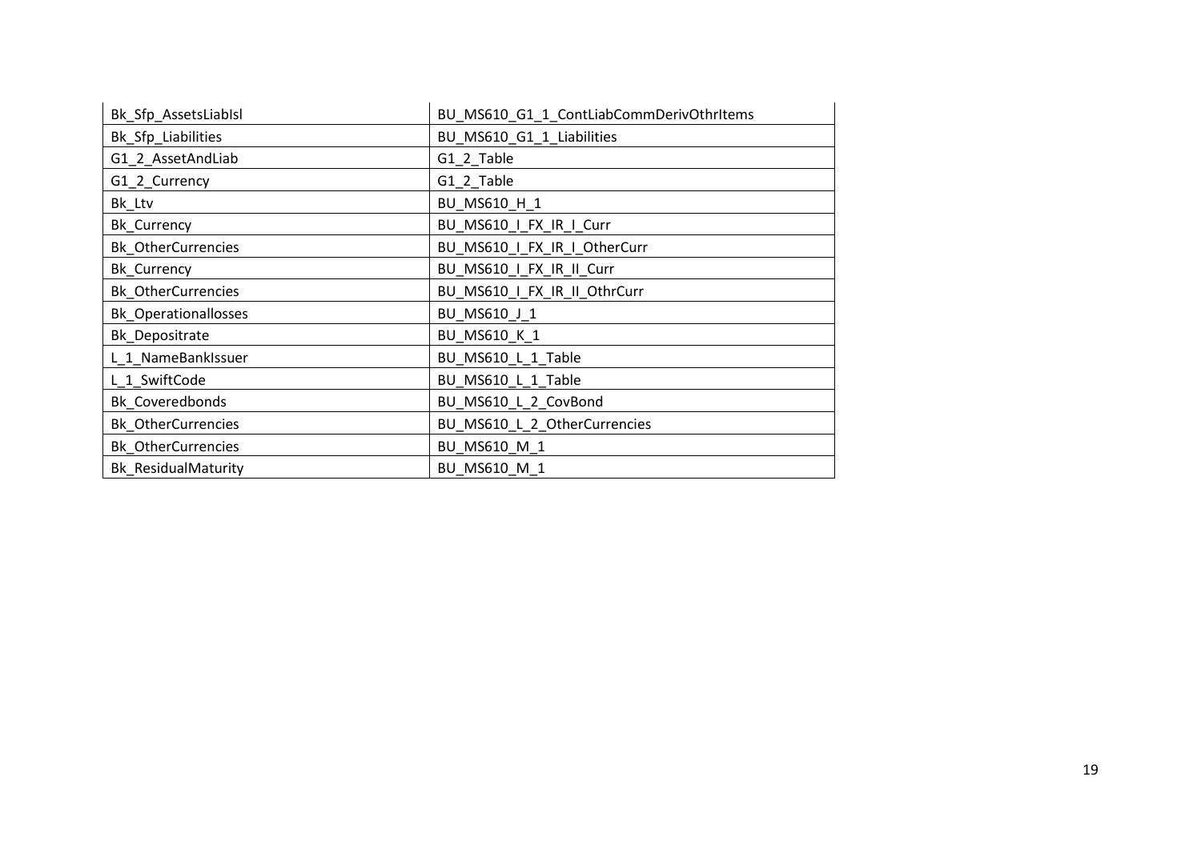| | |
|---|---|
| Bk_Sfp_AssetsLiabIsl | BU_MS610_G1_1_ContLiabCommDerivOthrItems |
| Bk_Sfp_Liabilities | BU_MS610_G1_1_Liabilities |
| G1_2_AssetAndLiab | G1_2_Table |
| G1_2_Currency | G1_2_Table |
| Bk_Ltv | BU_MS610_H_1 |
| Bk_Currency | BU_MS610_I_FX_IR_I_Curr |
| Bk_OtherCurrencies | BU_MS610_I_FX_IR_I_OtherCurr |
| Bk_Currency | BU_MS610_I_FX_IR_II_Curr |
| Bk_OtherCurrencies | BU_MS610_I_FX_IR_II_OthrCurr |
| Bk_Operationallosses | BU_MS610_J_1 |
| Bk_Depositrate | BU_MS610_K_1 |
| L_1_NameBankIssuer | BU_MS610_L_1_Table |
| L_1_SwiftCode | BU_MS610_L_1_Table |
| Bk_Coveredbonds | BU_MS610_L_2_CovBond |
| Bk_OtherCurrencies | BU_MS610_L_2_OtherCurrencies |
| Bk_OtherCurrencies | BU_MS610_M_1 |
| Bk_ResidualMaturity | BU_MS610_M_1 |